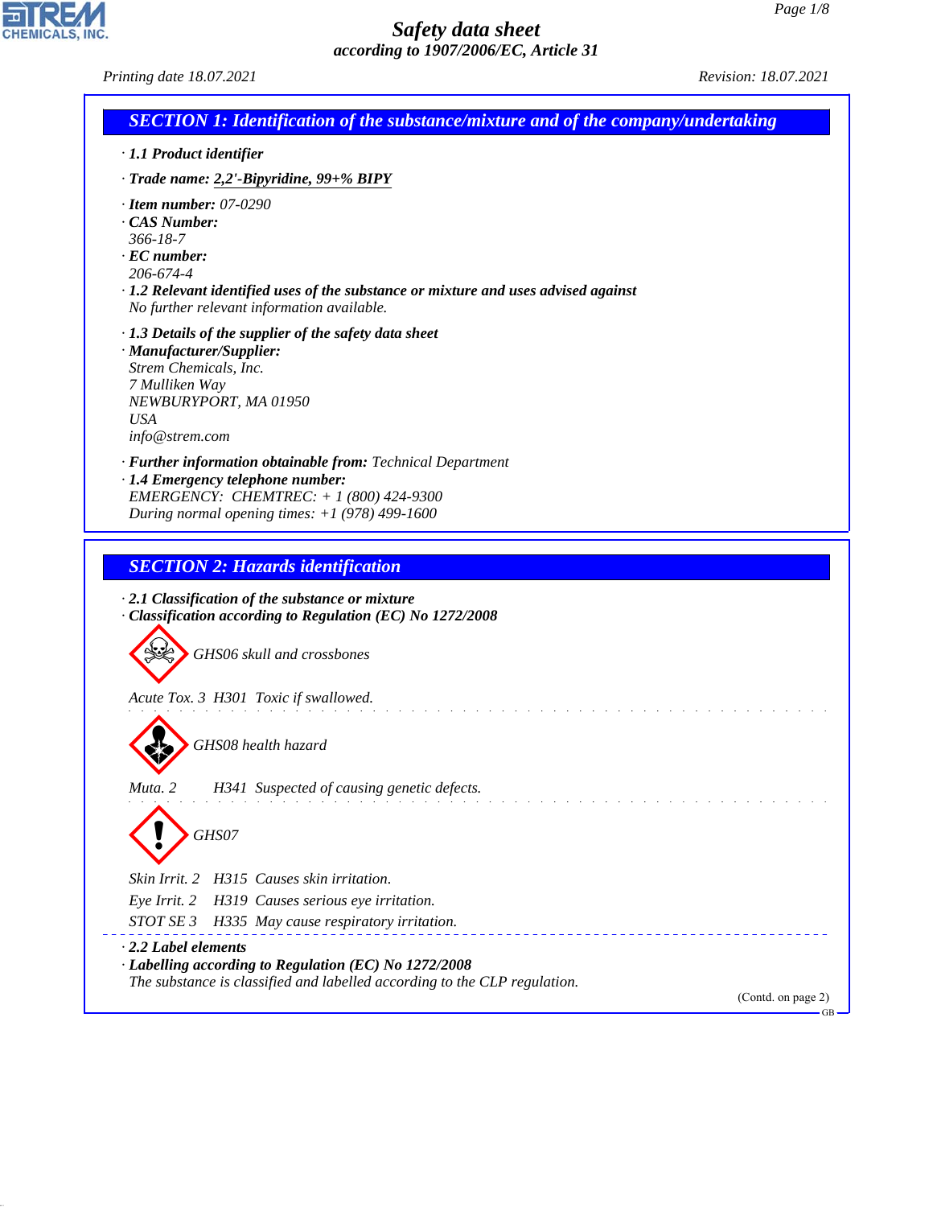# Safety data sheet

*according to 1907/2006/EC, Article 31*

Printing date 18.07.2021 Revision: 18.07.2021

## SECTION 1: Identification of the substance/mixture and of the company/undertaking

· **1.1 Product identifier**

· **Trade name: 2,2'-Bipyridine, 99+% BIPY**

· **Item number:** 07-0290
· **CAS Number:**
366-18-7
· **EC number:**
206-674-4
· **1.2 Relevant identified uses of the substance or mixture and uses advised against**
No further relevant information available.

· **1.3 Details of the supplier of the safety data sheet**
· **Manufacturer/Supplier:**
Strem Chemicals, Inc.
7 Mulliken Way
NEWBURYPORT, MA 01950
USA
info@strem.com

· **Further information obtainable from:** Technical Department
· **1.4 Emergency telephone number:**
EMERGENCY: CHEMTREC: + 1 (800) 424-9300
During normal opening times: +1 (978) 499-1600

## SECTION 2: Hazards identification

· **2.1 Classification of the substance or mixture**
· **Classification according to Regulation (EC) No 1272/2008**

GHS06 skull and crossbones

Acute Tox. 3 H301 Toxic if swallowed.

GHS08 health hazard

Muta. 2 H341 Suspected of causing genetic defects.

GHS07

Skin Irrit. 2 H315 Causes skin irritation.

Eye Irrit. 2 H319 Causes serious eye irritation.

STOT SE 3 H335 May cause respiratory irritation.

· **2.2 Label elements**
· **Labelling according to Regulation (EC) No 1272/2008**
The substance is classified and labelled according to the CLP regulation.

(Contd. on page 2)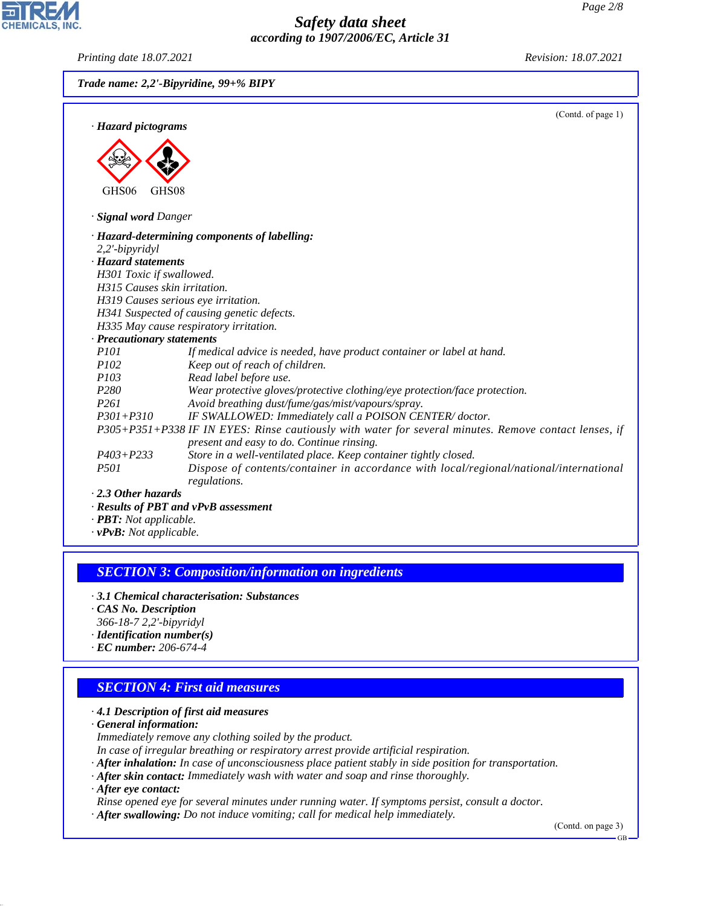**Trade name: 2,2'-Bipyridine, 99+% BIPY**

(Contd. of page 1)

· **Hazard pictograms**

GHS06 GHS08

· **Signal word** Danger

· **Hazard-determining components of labelling:**
2,2'-bipyridyl

· **Hazard statements**
H301 Toxic if swallowed.
H315 Causes skin irritation.
H319 Causes serious eye irritation.
H341 Suspected of causing genetic defects.
H335 May cause respiratory irritation.

· **Precautionary statements**

| | |
|---|---|
| P101 | If medical advice is needed, have product container or label at hand. |
| P102 | Keep out of reach of children. |
| P103 | Read label before use. |
| P280 | Wear protective gloves/protective clothing/eye protection/face protection. |
| P261 | Avoid breathing dust/fume/gas/mist/vapours/spray. |
| P301+P310 | IF SWALLOWED: Immediately call a POISON CENTER/ doctor. |
| P305+P351+P338 | IF IN EYES: Rinse cautiously with water for several minutes. Remove contact lenses, if present and easy to do. Continue rinsing. |
| P403+P233 | Store in a well-ventilated place. Keep container tightly closed. |
| P501 | Dispose of contents/container in accordance with local/regional/national/international regulations. |

· **2.3 Other hazards**
· **Results of PBT and vPvB assessment**
· **PBT:** Not applicable.
· **vPvB:** Not applicable.

## SECTION 3: Composition/information on ingredients

· **3.1 Chemical characterisation: Substances**
· **CAS No. Description**
366-18-7 2,2'-bipyridyl
· **Identification number(s)**
· **EC number:** 206-674-4

## SECTION 4: First aid measures

· **4.1 Description of first aid measures**
· **General information:**
Immediately remove any clothing soiled by the product.
In case of irregular breathing or respiratory arrest provide artificial respiration.
· **After inhalation:** In case of unconsciousness place patient stably in side position for transportation.
· **After skin contact:** Immediately wash with water and soap and rinse thoroughly.
· **After eye contact:**
Rinse opened eye for several minutes under running water. If symptoms persist, consult a doctor.
· **After swallowing:** Do not induce vomiting; call for medical help immediately.

(Contd. on page 3)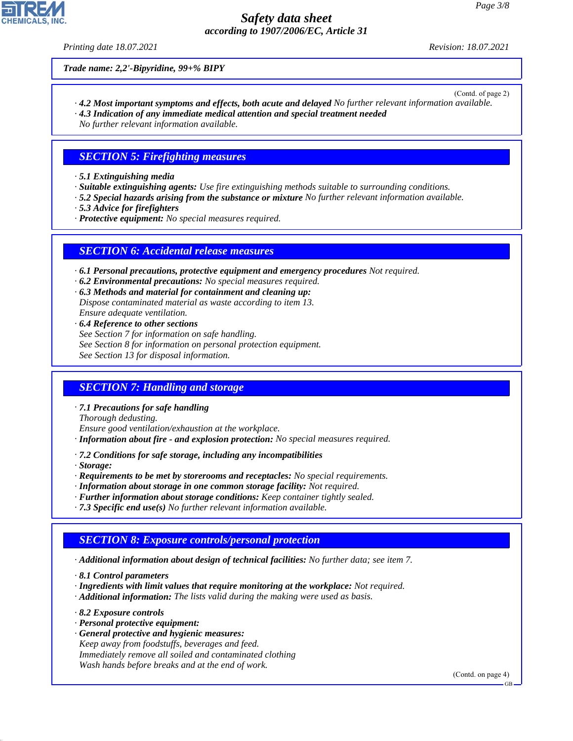**Trade name: 2,2'-Bipyridine, 99+% BIPY**

(Contd. of page 2)

· **4.2 Most important symptoms and effects, both acute and delayed** No further relevant information available.
· **4.3 Indication of any immediate medical attention and special treatment needed**
No further relevant information available.

## SECTION 5: Firefighting measures

· **5.1 Extinguishing media**
· **Suitable extinguishing agents:** Use fire extinguishing methods suitable to surrounding conditions.
· **5.2 Special hazards arising from the substance or mixture** No further relevant information available.
· **5.3 Advice for firefighters**
· **Protective equipment:** No special measures required.

## SECTION 6: Accidental release measures

· **6.1 Personal precautions, protective equipment and emergency procedures** Not required.
· **6.2 Environmental precautions:** No special measures required.
· **6.3 Methods and material for containment and cleaning up:**
Dispose contaminated material as waste according to item 13.
Ensure adequate ventilation.
· **6.4 Reference to other sections**
See Section 7 for information on safe handling.
See Section 8 for information on personal protection equipment.
See Section 13 for disposal information.

## SECTION 7: Handling and storage

· **7.1 Precautions for safe handling**
Thorough dedusting.
Ensure good ventilation/exhaustion at the workplace.
· **Information about fire - and explosion protection:** No special measures required.

· **7.2 Conditions for safe storage, including any incompatibilities**
· **Storage:**
· **Requirements to be met by storerooms and receptacles:** No special requirements.
· **Information about storage in one common storage facility:** Not required.
· **Further information about storage conditions:** Keep container tightly sealed.
· **7.3 Specific end use(s)** No further relevant information available.

## SECTION 8: Exposure controls/personal protection

· **Additional information about design of technical facilities:** No further data; see item 7.

· **8.1 Control parameters**
· **Ingredients with limit values that require monitoring at the workplace:** Not required.
· **Additional information:** The lists valid during the making were used as basis.

· **8.2 Exposure controls**
· **Personal protective equipment:**
· **General protective and hygienic measures:**
Keep away from foodstuffs, beverages and feed.
Immediately remove all soiled and contaminated clothing
Wash hands before breaks and at the end of work.

(Contd. on page 4)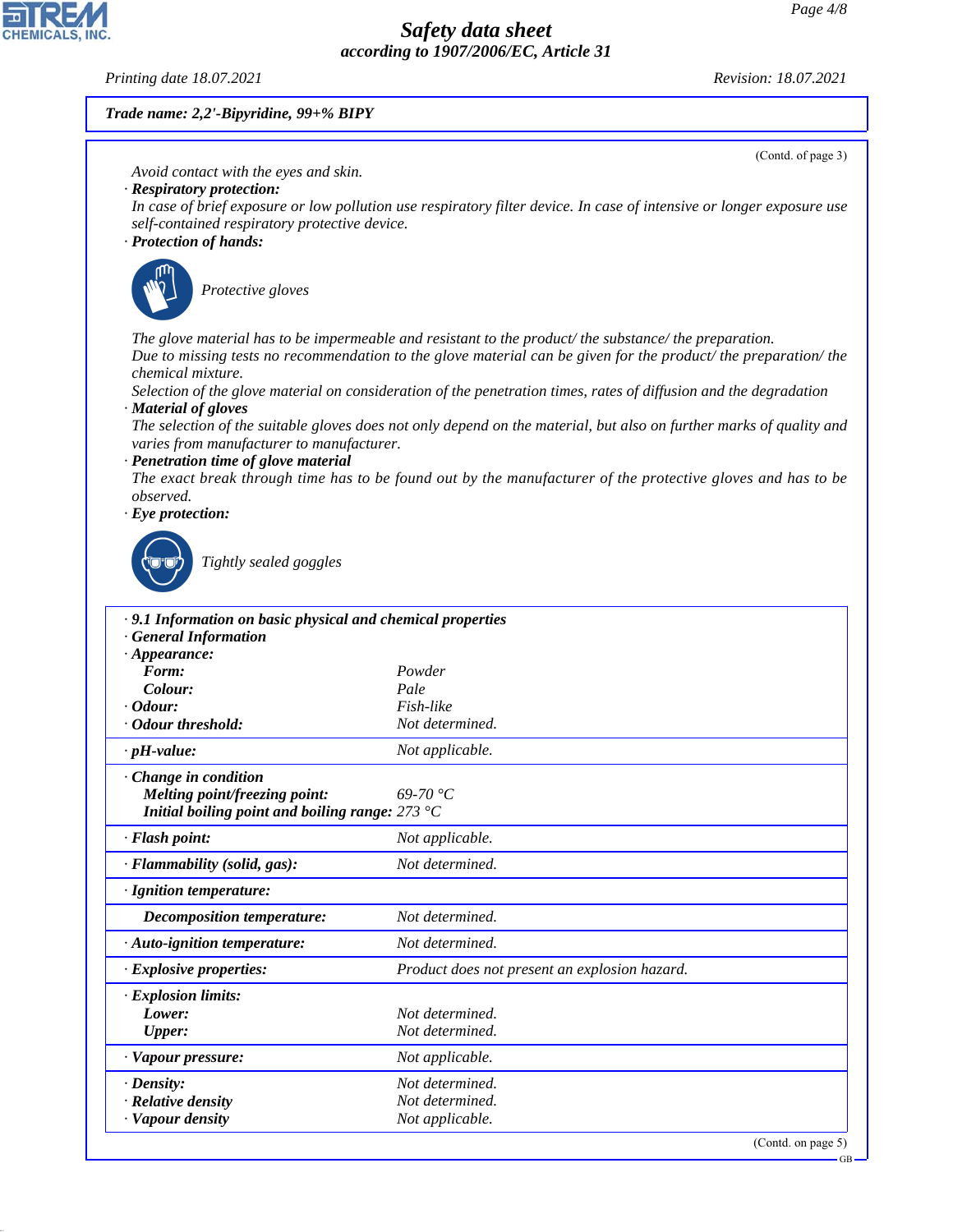**Trade name: 2,2'-Bipyridine, 99+% BIPY**

(Contd. of page 3)

Avoid contact with the eyes and skin.

· **Respiratory protection:**
In case of brief exposure or low pollution use respiratory filter device. In case of intensive or longer exposure use self-contained respiratory protective device.

· **Protection of hands:**

Protective gloves

The glove material has to be impermeable and resistant to the product/ the substance/ the preparation.
Due to missing tests no recommendation to the glove material can be given for the product/ the preparation/ the chemical mixture.
Selection of the glove material on consideration of the penetration times, rates of diffusion and the degradation

· **Material of gloves**
The selection of the suitable gloves does not only depend on the material, but also on further marks of quality and varies from manufacturer to manufacturer.

· **Penetration time of glove material**
The exact break through time has to be found out by the manufacturer of the protective gloves and has to be observed.

· **Eye protection:**

Tightly sealed goggles

| · **9.1 Information on basic physical and chemical properties** | |
|---|---|
| · **General Information** | |
| · **Appearance:** | |
| **Form:** | Powder |
| **Colour:** | Pale |
| · **Odour:** | Fish-like |
| · **Odour threshold:** | Not determined. |
| · **pH-value:** | Not applicable. |
| · **Change in condition** | |
| **Melting point/freezing point:** | 69-70 °C |
| **Initial boiling point and boiling range:** | 273 °C |
| · **Flash point:** | Not applicable. |
| · **Flammability (solid, gas):** | Not determined. |
| · **Ignition temperature:** | |
| **Decomposition temperature:** | Not determined. |
| · **Auto-ignition temperature:** | Not determined. |
| · **Explosive properties:** | Product does not present an explosion hazard. |
| · **Explosion limits:** | |
| **Lower:** | Not determined. |
| **Upper:** | Not determined. |
| · **Vapour pressure:** | Not applicable. |
| · **Density:** | Not determined. |
| · **Relative density** | Not determined. |
| · **Vapour density** | Not applicable. |

(Contd. on page 5)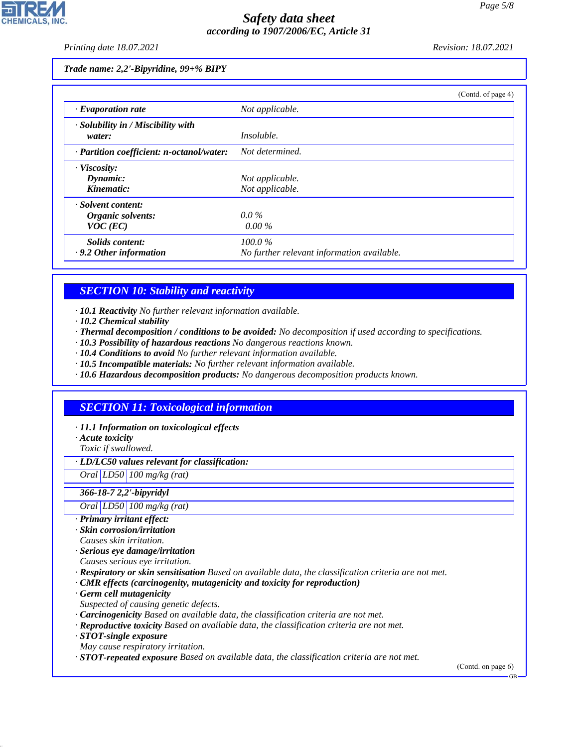Trade name: 2,2'-Bipyridine, 99+% BIPY

(Contd. of page 4)

| | |
|---|---|
| · **Evaporation rate** | Not applicable. |
| · **Solubility in / Miscibility with water:** | Insoluble. |
| · **Partition coefficient: n-octanol/water:** | Not determined. |
| · **Viscosity:** | |
| **Dynamic:** | Not applicable. |
| **Kinematic:** | Not applicable. |
| · **Solvent content:** | |
| **Organic solvents:** | 0.0 % |
| **VOC (EC)** | 0.00 % |
| **Solids content:** | 100.0 % |
| · **9.2 Other information** | No further relevant information available. |

## SECTION 10: Stability and reactivity

· **10.1 Reactivity** No further relevant information available.
· **10.2 Chemical stability**
· **Thermal decomposition / conditions to be avoided:** No decomposition if used according to specifications.
· **10.3 Possibility of hazardous reactions** No dangerous reactions known.
· **10.4 Conditions to avoid** No further relevant information available.
· **10.5 Incompatible materials:** No further relevant information available.
· **10.6 Hazardous decomposition products:** No dangerous decomposition products known.

## SECTION 11: Toxicological information

· **11.1 Information on toxicological effects**
· **Acute toxicity**
Toxic if swallowed.

· **LD/LC50 values relevant for classification:**

| | | |
|---|---|---|
| Oral | LD50 | 100 mg/kg (rat) |

**366-18-7 2,2'-bipyridyl**

| | | |
|---|---|---|
| Oral | LD50 | 100 mg/kg (rat) |

· **Primary irritant effect:**
· **Skin corrosion/irritation**
Causes skin irritation.
· **Serious eye damage/irritation**
Causes serious eye irritation.
· **Respiratory or skin sensitisation** Based on available data, the classification criteria are not met.
· **CMR effects (carcinogenity, mutagenicity and toxicity for reproduction)**
· **Germ cell mutagenicity**
Suspected of causing genetic defects.
· **Carcinogenicity** Based on available data, the classification criteria are not met.
· **Reproductive toxicity** Based on available data, the classification criteria are not met.
· **STOT-single exposure**
May cause respiratory irritation.
· **STOT-repeated exposure** Based on available data, the classification criteria are not met.

(Contd. on page 6)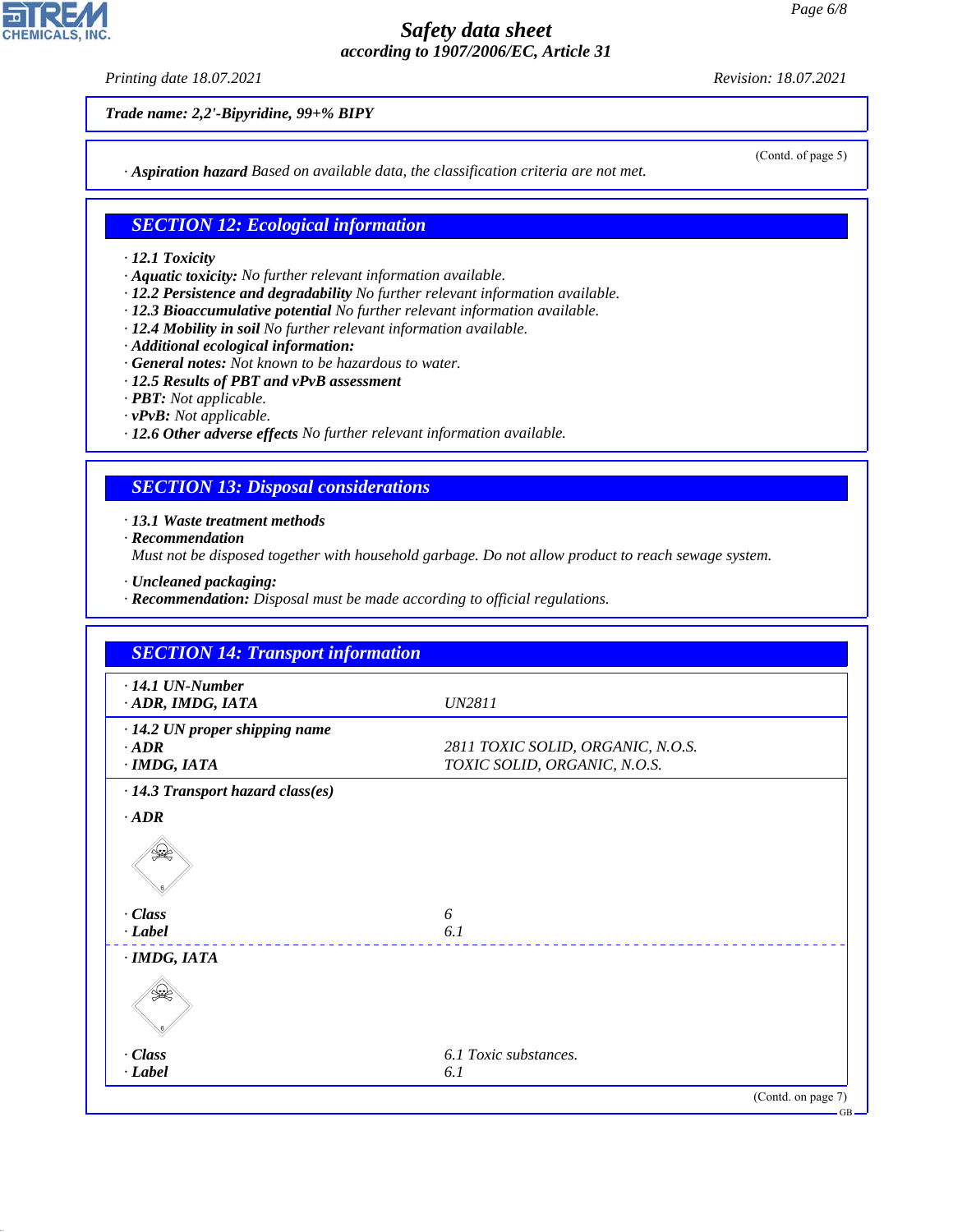**Trade name: 2,2'-Bipyridine, 99+% BIPY**

(Contd. of page 5)

· **Aspiration hazard** Based on available data, the classification criteria are not met.

## SECTION 12: Ecological information

· **12.1 Toxicity**
· **Aquatic toxicity:** No further relevant information available.
· **12.2 Persistence and degradability** No further relevant information available.
· **12.3 Bioaccumulative potential** No further relevant information available.
· **12.4 Mobility in soil** No further relevant information available.
· **Additional ecological information:**
· **General notes:** Not known to be hazardous to water.
· **12.5 Results of PBT and vPvB assessment**
· **PBT:** Not applicable.
· **vPvB:** Not applicable.
· **12.6 Other adverse effects** No further relevant information available.

## SECTION 13: Disposal considerations

· **13.1 Waste treatment methods**
· **Recommendation**
Must not be disposed together with household garbage. Do not allow product to reach sewage system.

· **Uncleaned packaging:**
· **Recommendation:** Disposal must be made according to official regulations.

## SECTION 14: Transport information

| | |
|---|---|
| · **14.1 UN-Number** | |
| · **ADR, IMDG, IATA** | UN2811 |
| · **14.2 UN proper shipping name** | |
| · **ADR** | 2811 TOXIC SOLID, ORGANIC, N.O.S. |
| · **IMDG, IATA** | TOXIC SOLID, ORGANIC, N.O.S. |
| · **14.3 Transport hazard class(es)** | |
| · **ADR** | |
| · **Class** | 6 |
| · **Label** | 6.1 |
| · **IMDG, IATA** | |
| · **Class** | 6.1 Toxic substances. |
| · **Label** | 6.1 |

(Contd. on page 7)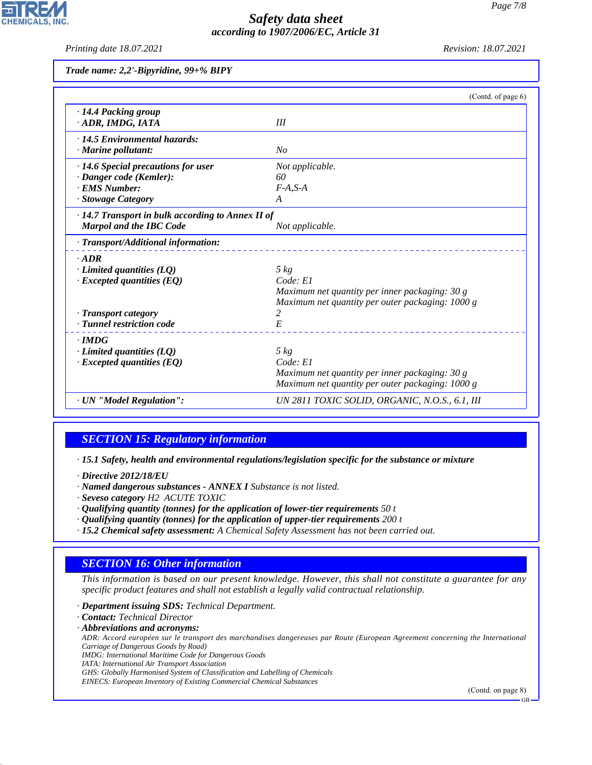Trade name: 2,2'-Bipyridine, 99+% BIPY

(Contd. of page 6)

| | |
|---|---|
| · **14.4 Packing group** | |
| · **ADR, IMDG, IATA** | III |
| · **14.5 Environmental hazards:** | |
| · **Marine pollutant:** | No |
| · **14.6 Special precautions for user** | Not applicable. |
| · **Danger code (Kemler):** | 60 |
| · **EMS Number:** | F-A,S-A |
| · **Stowage Category** | A |
| · **14.7 Transport in bulk according to Annex II of Marpol and the IBC Code** | Not applicable. |
| · **Transport/Additional information:** | |
| · **ADR** | |
| · **Limited quantities (LQ)** | 5 kg |
| · **Excepted quantities (EQ)** | Code: E1<br>Maximum net quantity per inner packaging: 30 g<br>Maximum net quantity per outer packaging: 1000 g |
| · **Transport category** | 2 |
| · **Tunnel restriction code** | E |
| · **IMDG** | |
| · **Limited quantities (LQ)** | 5 kg |
| · **Excepted quantities (EQ)** | Code: E1<br>Maximum net quantity per inner packaging: 30 g<br>Maximum net quantity per outer packaging: 1000 g |
| · **UN "Model Regulation":** | UN 2811 TOXIC SOLID, ORGANIC, N.O.S., 6.1, III |

## SECTION 15: Regulatory information

· **15.1 Safety, health and environmental regulations/legislation specific for the substance or mixture**

· **Directive 2012/18/EU**
· **Named dangerous substances - ANNEX I** Substance is not listed.
· **Seveso category** H2 ACUTE TOXIC
· **Qualifying quantity (tonnes) for the application of lower-tier requirements** 50 t
· **Qualifying quantity (tonnes) for the application of upper-tier requirements** 200 t
· **15.2 Chemical safety assessment:** A Chemical Safety Assessment has not been carried out.

## SECTION 16: Other information

This information is based on our present knowledge. However, this shall not constitute a guarantee for any specific product features and shall not establish a legally valid contractual relationship.

· **Department issuing SDS:** Technical Department.
· **Contact:** Technical Director
· **Abbreviations and acronyms:**
ADR: Accord européen sur le transport des marchandises dangereuses par Route (European Agreement concerning the International Carriage of Dangerous Goods by Road)
IMDG: International Maritime Code for Dangerous Goods
IATA: International Air Transport Association
GHS: Globally Harmonised System of Classification and Labelling of Chemicals
EINECS: European Inventory of Existing Commercial Chemical Substances

(Contd. on page 8)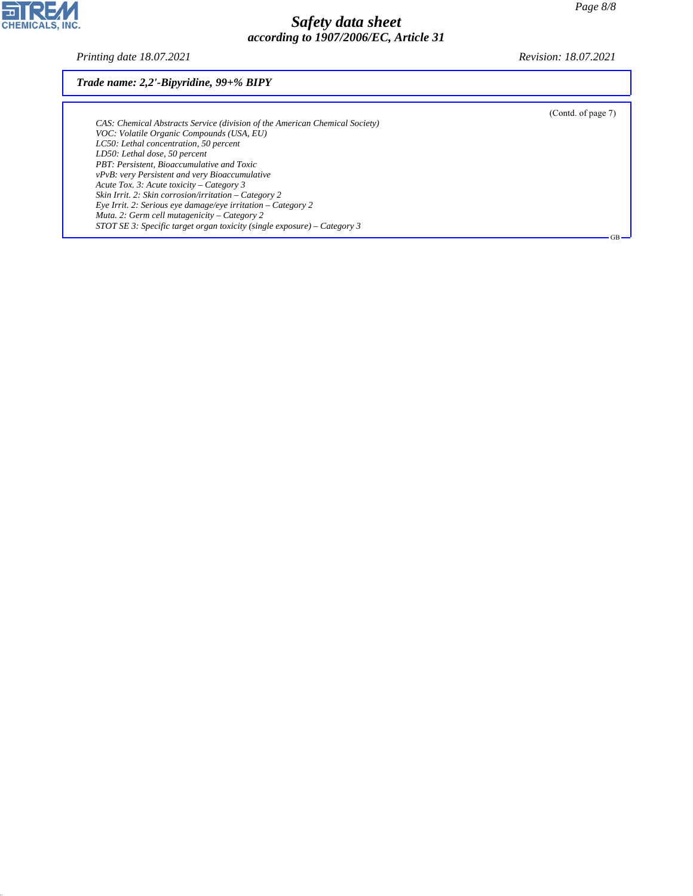**Trade name: 2,2'-Bipyridine, 99+% BIPY**

(Contd. of page 7)

*CAS: Chemical Abstracts Service (division of the American Chemical Society)*
*VOC: Volatile Organic Compounds (USA, EU)*
*LC50: Lethal concentration, 50 percent*
*LD50: Lethal dose, 50 percent*
*PBT: Persistent, Bioaccumulative and Toxic*
*vPvB: very Persistent and very Bioaccumulative*
*Acute Tox. 3: Acute toxicity – Category 3*
*Skin Irrit. 2: Skin corrosion/irritation – Category 2*
*Eye Irrit. 2: Serious eye damage/eye irritation – Category 2*
*Muta. 2: Germ cell mutagenicity – Category 2*
*STOT SE 3: Specific target organ toxicity (single exposure) – Category 3*

GB